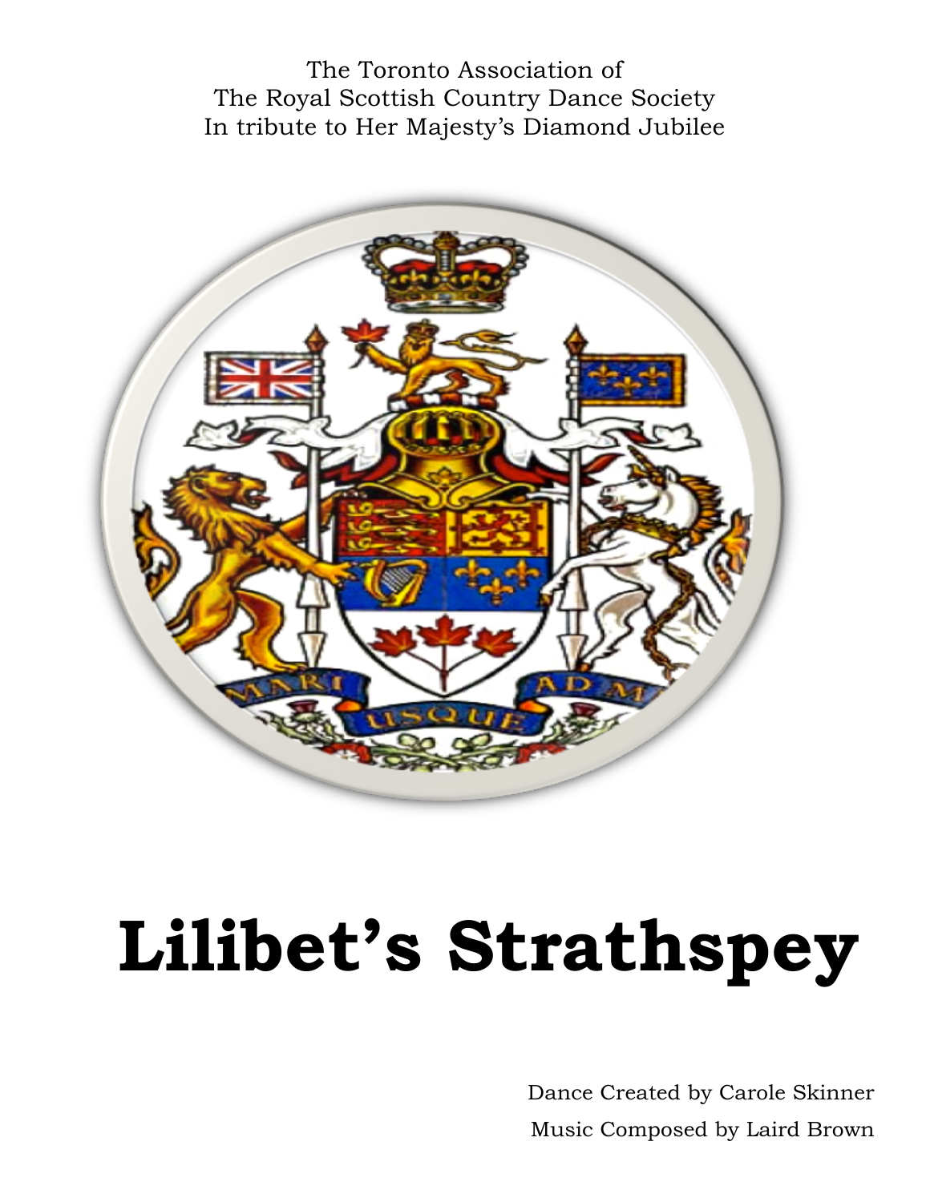The Toronto Association of
The Royal Scottish Country Dance Society
In tribute to Her Majesty's Diamond Jubilee

# Lilibet's Strathspey

Dance Created by Carole Skinner

Music Composed by Laird Brown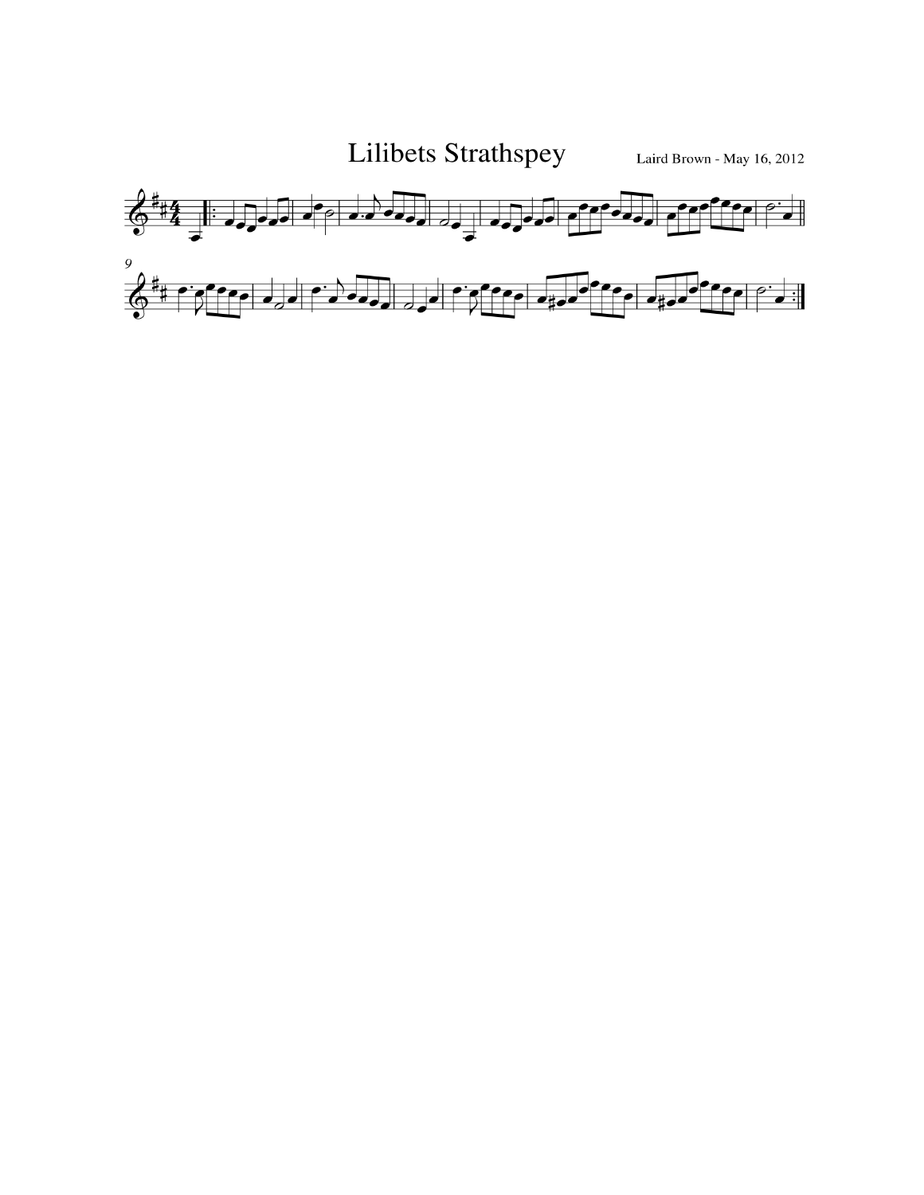# Lilibets Strathspey

Laird Brown - May 16, 2012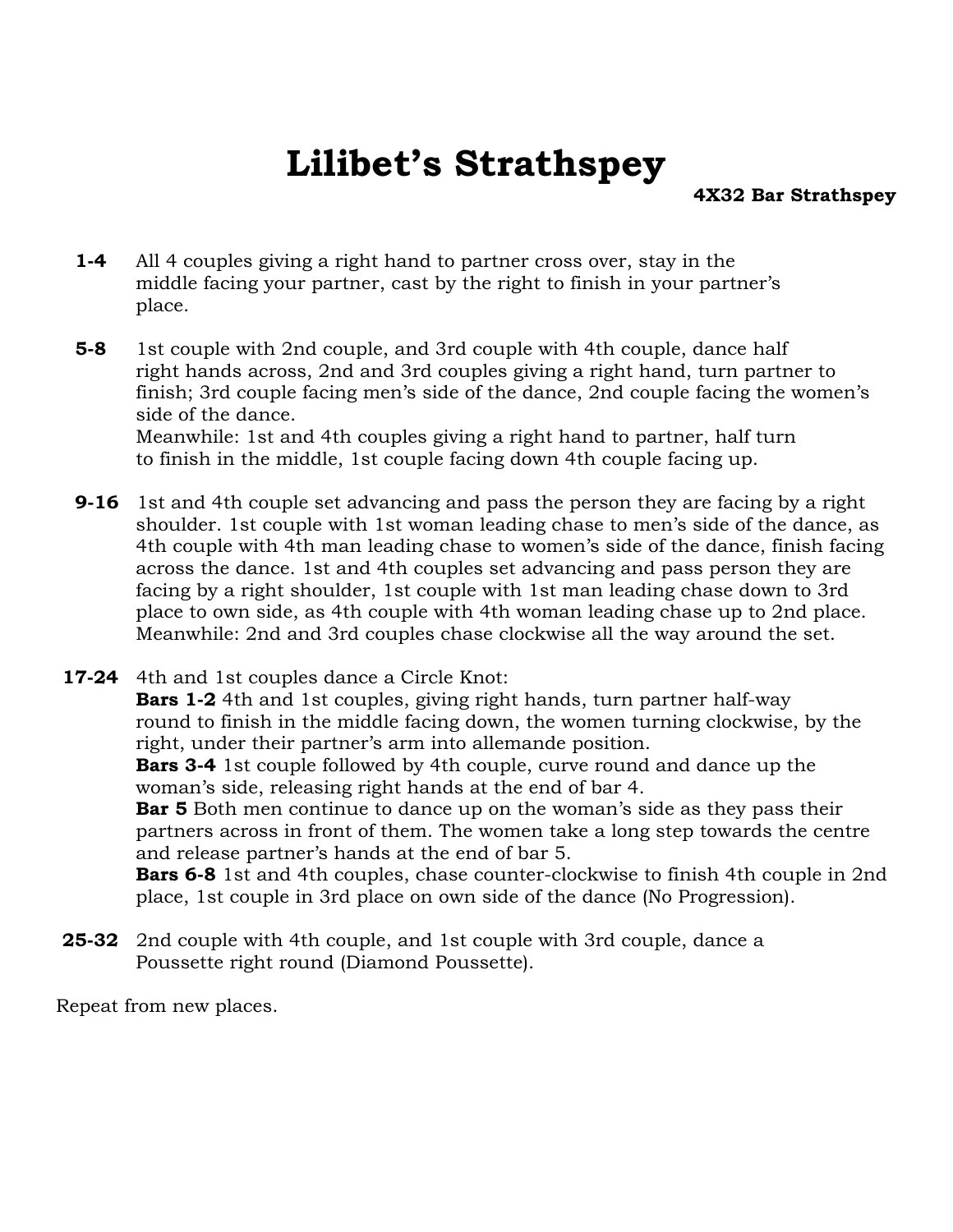# Lilibet's Strathspey

**4X32 Bar Strathspey**

**1-4** All 4 couples giving a right hand to partner cross over, stay in the middle facing your partner, cast by the right to finish in your partner's place.

**5-8** 1st couple with 2nd couple, and 3rd couple with 4th couple, dance half right hands across, 2nd and 3rd couples giving a right hand, turn partner to finish; 3rd couple facing men's side of the dance, 2nd couple facing the women's side of the dance.
Meanwhile: 1st and 4th couples giving a right hand to partner, half turn to finish in the middle, 1st couple facing down 4th couple facing up.

**9-16** 1st and 4th couple set advancing and pass the person they are facing by a right shoulder. 1st couple with 1st woman leading chase to men's side of the dance, as 4th couple with 4th man leading chase to women's side of the dance, finish facing across the dance. 1st and 4th couples set advancing and pass person they are facing by a right shoulder, 1st couple with 1st man leading chase down to 3rd place to own side, as 4th couple with 4th woman leading chase up to 2nd place.
Meanwhile: 2nd and 3rd couples chase clockwise all the way around the set.

**17-24** 4th and 1st couples dance a Circle Knot:
**Bars 1-2** 4th and 1st couples, giving right hands, turn partner half-way round to finish in the middle facing down, the women turning clockwise, by the right, under their partner's arm into allemande position.
**Bars 3-4** 1st couple followed by 4th couple, curve round and dance up the woman's side, releasing right hands at the end of bar 4.
**Bar 5** Both men continue to dance up on the woman's side as they pass their partners across in front of them. The women take a long step towards the centre and release partner's hands at the end of bar 5.
**Bars 6-8** 1st and 4th couples, chase counter-clockwise to finish 4th couple in 2nd place, 1st couple in 3rd place on own side of the dance (No Progression).

**25-32** 2nd couple with 4th couple, and 1st couple with 3rd couple, dance a Poussette right round (Diamond Poussette).

Repeat from new places.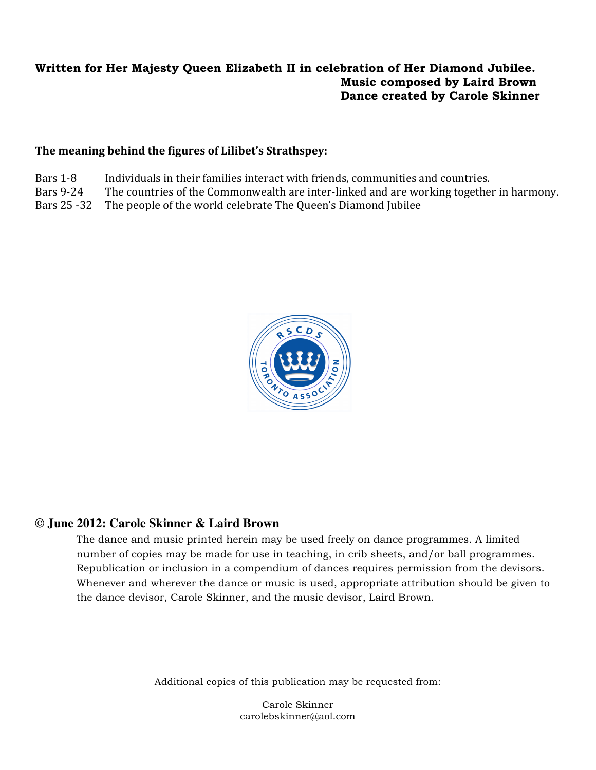**Written for Her Majesty Queen Elizabeth II in celebration of Her Diamond Jubilee.**

**Music composed by Laird Brown**
**Dance created by Carole Skinner**

**The meaning behind the figures of Lilibet's Strathspey:**

| | |
|---|---|
| Bars 1-8 | Individuals in their families interact with friends, communities and countries. |
| Bars 9-24 | The countries of the Commonwealth are inter-linked and are working together in harmony. |
| Bars 25 -32 | The people of the world celebrate The Queen's Diamond Jubilee |

RSCDS
TORONTO ASSOCIATION

**© June 2012: Carole Skinner & Laird Brown**

The dance and music printed herein may be used freely on dance programmes. A limited number of copies may be made for use in teaching, in crib sheets, and/or ball programmes. Republication or inclusion in a compendium of dances requires permission from the devisors. Whenever and wherever the dance or music is used, appropriate attribution should be given to the dance devisor, Carole Skinner, and the music devisor, Laird Brown.

Additional copies of this publication may be requested from:

Carole Skinner
carolebskinner@aol.com